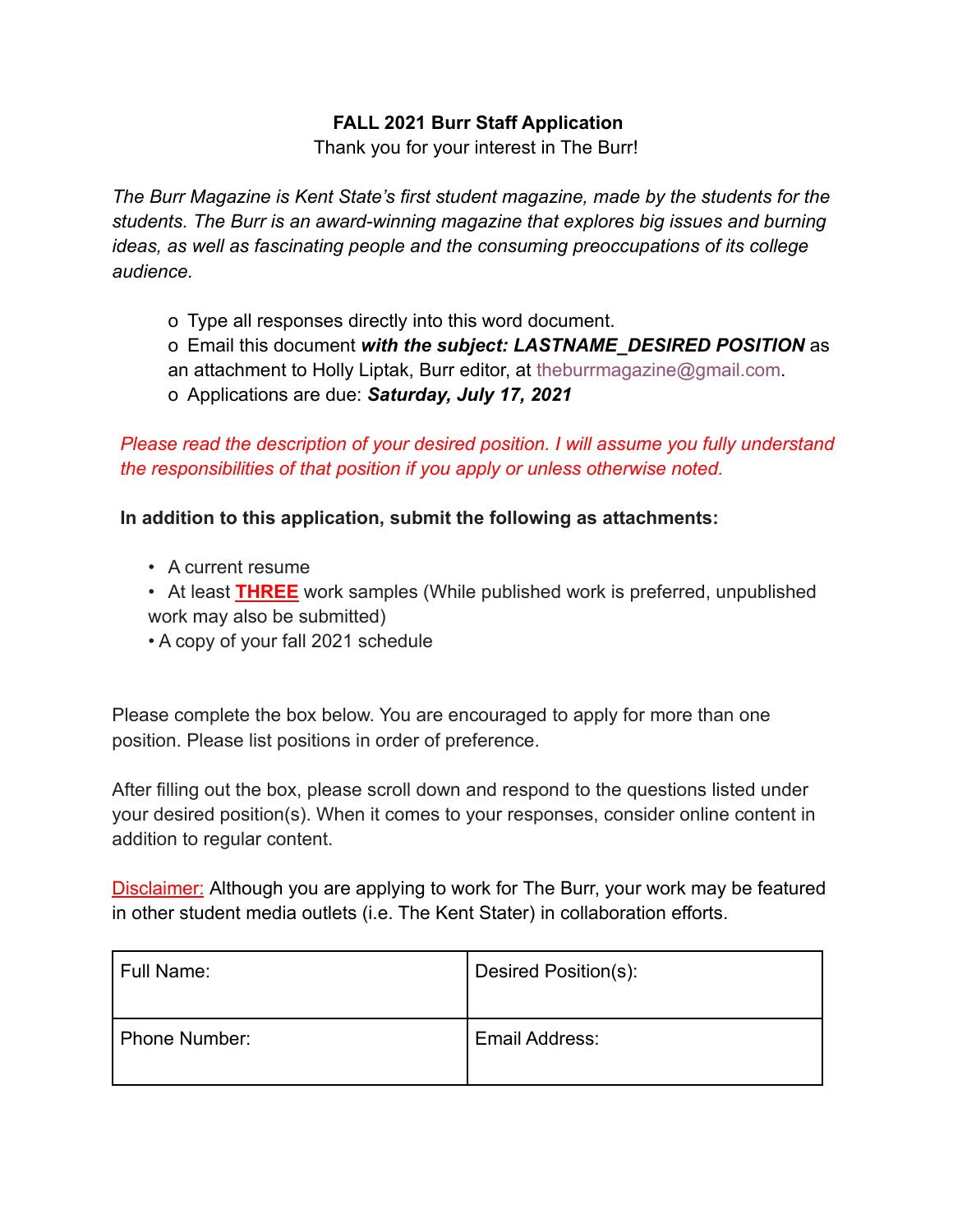**FALL 2021 Burr Staff Application**

Thank you for your interest in The Burr!

*The Burr Magazine is Kent State's first student magazine, made by the students for the students. The Burr is an award-winning magazine that explores big issues and burning ideas, as well as fascinating people and the consuming preoccupations of its college audience.*

- o Type all responses directly into this word document.
- o Email this document ***with the subject: LASTNAME_DESIRED POSITION*** as an attachment to Holly Liptak, Burr editor, at theburrmagazine@gmail.com.
- o Applications are due: ***Saturday, July 17, 2021***

*Please read the description of your desired position. I will assume you fully understand the responsibilities of that position if you apply or unless otherwise noted.*

**In addition to this application, submit the following as attachments:**

- A current resume
- At least **THREE** work samples (While published work is preferred, unpublished work may also be submitted)
- A copy of your fall 2021 schedule

Please complete the box below. You are encouraged to apply for more than one position. Please list positions in order of preference.

After filling out the box, please scroll down and respond to the questions listed under your desired position(s). When it comes to your responses, consider online content in addition to regular content.

Disclaimer: Although you are applying to work for The Burr, your work may be featured in other student media outlets (i.e. The Kent Stater) in collaboration efforts.

| Full Name: | Desired Position(s): |
|---|---|
| Phone Number: | Email Address: |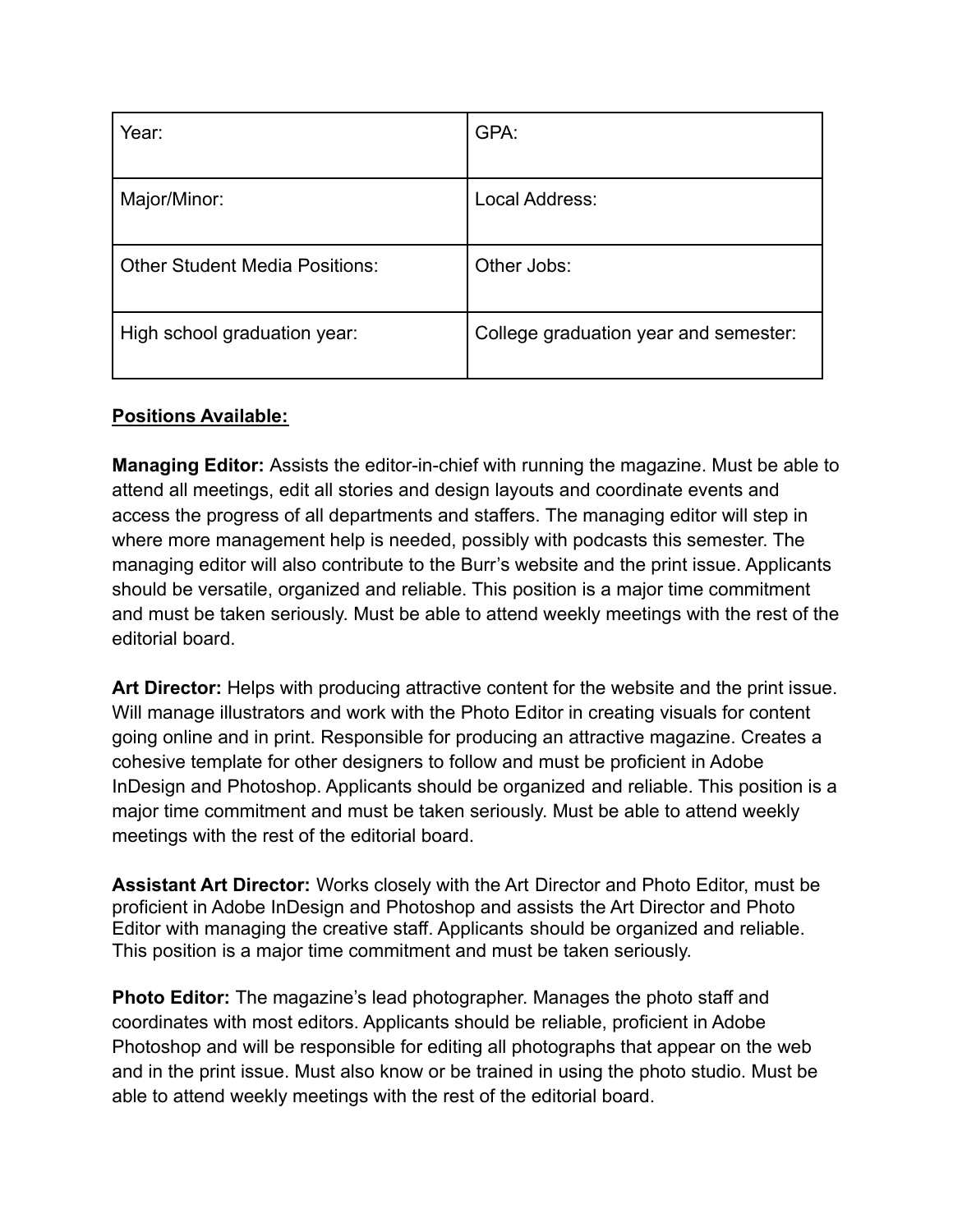| Year: | GPA: |
|---|---|
| Major/Minor: | Local Address: |
| Other Student Media Positions: | Other Jobs: |
| High school graduation year: | College graduation year and semester: |

**Positions Available:**

**Managing Editor:** Assists the editor-in-chief with running the magazine. Must be able to attend all meetings, edit all stories and design layouts and coordinate events and access the progress of all departments and staffers. The managing editor will step in where more management help is needed, possibly with podcasts this semester. The managing editor will also contribute to the Burr's website and the print issue. Applicants should be versatile, organized and reliable. This position is a major time commitment and must be taken seriously. Must be able to attend weekly meetings with the rest of the editorial board.

**Art Director:** Helps with producing attractive content for the website and the print issue. Will manage illustrators and work with the Photo Editor in creating visuals for content going online and in print. Responsible for producing an attractive magazine. Creates a cohesive template for other designers to follow and must be proficient in Adobe InDesign and Photoshop. Applicants should be organized and reliable. This position is a major time commitment and must be taken seriously. Must be able to attend weekly meetings with the rest of the editorial board.

**Assistant Art Director:** Works closely with the Art Director and Photo Editor, must be proficient in Adobe InDesign and Photoshop and assists the Art Director and Photo Editor with managing the creative staff. Applicants should be organized and reliable. This position is a major time commitment and must be taken seriously.

**Photo Editor:** The magazine's lead photographer. Manages the photo staff and coordinates with most editors. Applicants should be reliable, proficient in Adobe Photoshop and will be responsible for editing all photographs that appear on the web and in the print issue. Must also know or be trained in using the photo studio. Must be able to attend weekly meetings with the rest of the editorial board.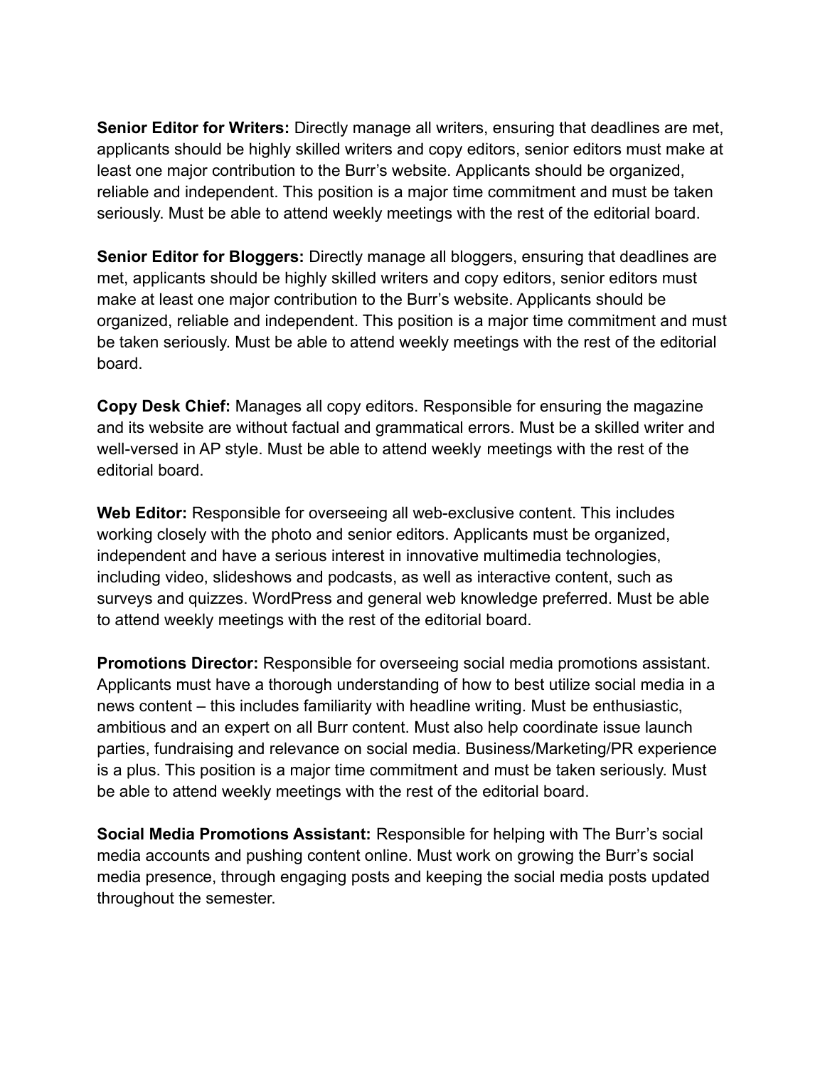**Senior Editor for Writers:** Directly manage all writers, ensuring that deadlines are met, applicants should be highly skilled writers and copy editors, senior editors must make at least one major contribution to the Burr's website. Applicants should be organized, reliable and independent. This position is a major time commitment and must be taken seriously. Must be able to attend weekly meetings with the rest of the editorial board.

**Senior Editor for Bloggers:** Directly manage all bloggers, ensuring that deadlines are met, applicants should be highly skilled writers and copy editors, senior editors must make at least one major contribution to the Burr's website. Applicants should be organized, reliable and independent. This position is a major time commitment and must be taken seriously. Must be able to attend weekly meetings with the rest of the editorial board.

**Copy Desk Chief:** Manages all copy editors. Responsible for ensuring the magazine and its website are without factual and grammatical errors. Must be a skilled writer and well-versed in AP style. Must be able to attend weekly meetings with the rest of the editorial board.

**Web Editor:** Responsible for overseeing all web-exclusive content. This includes working closely with the photo and senior editors. Applicants must be organized, independent and have a serious interest in innovative multimedia technologies, including video, slideshows and podcasts, as well as interactive content, such as surveys and quizzes. WordPress and general web knowledge preferred. Must be able to attend weekly meetings with the rest of the editorial board.

**Promotions Director:** Responsible for overseeing social media promotions assistant. Applicants must have a thorough understanding of how to best utilize social media in a news content – this includes familiarity with headline writing. Must be enthusiastic, ambitious and an expert on all Burr content. Must also help coordinate issue launch parties, fundraising and relevance on social media. Business/Marketing/PR experience is a plus. This position is a major time commitment and must be taken seriously. Must be able to attend weekly meetings with the rest of the editorial board.

**Social Media Promotions Assistant:** Responsible for helping with The Burr's social media accounts and pushing content online. Must work on growing the Burr's social media presence, through engaging posts and keeping the social media posts updated throughout the semester.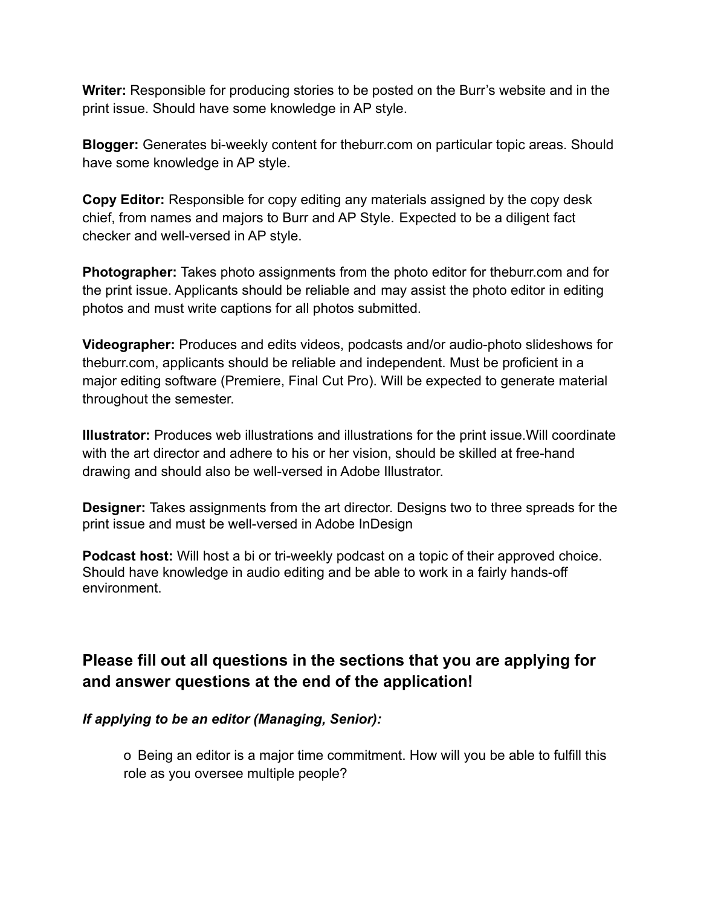**Writer:** Responsible for producing stories to be posted on the Burr's website and in the print issue. Should have some knowledge in AP style.

**Blogger:** Generates bi-weekly content for theburr.com on particular topic areas. Should have some knowledge in AP style.

**Copy Editor:** Responsible for copy editing any materials assigned by the copy desk chief, from names and majors to Burr and AP Style. Expected to be a diligent fact checker and well-versed in AP style.

**Photographer:** Takes photo assignments from the photo editor for theburr.com and for the print issue. Applicants should be reliable and may assist the photo editor in editing photos and must write captions for all photos submitted.

**Videographer:** Produces and edits videos, podcasts and/or audio-photo slideshows for theburr.com, applicants should be reliable and independent. Must be proficient in a major editing software (Premiere, Final Cut Pro). Will be expected to generate material throughout the semester.

**Illustrator:** Produces web illustrations and illustrations for the print issue.Will coordinate with the art director and adhere to his or her vision, should be skilled at free-hand drawing and should also be well-versed in Adobe Illustrator.

**Designer:** Takes assignments from the art director. Designs two to three spreads for the print issue and must be well-versed in Adobe InDesign

**Podcast host:** Will host a bi or tri-weekly podcast on a topic of their approved choice. Should have knowledge in audio editing and be able to work in a fairly hands-off environment.

## Please fill out all questions in the sections that you are applying for and answer questions at the end of the application!

***If applying to be an editor (Managing, Senior):***

- Being an editor is a major time commitment. How will you be able to fulfill this role as you oversee multiple people?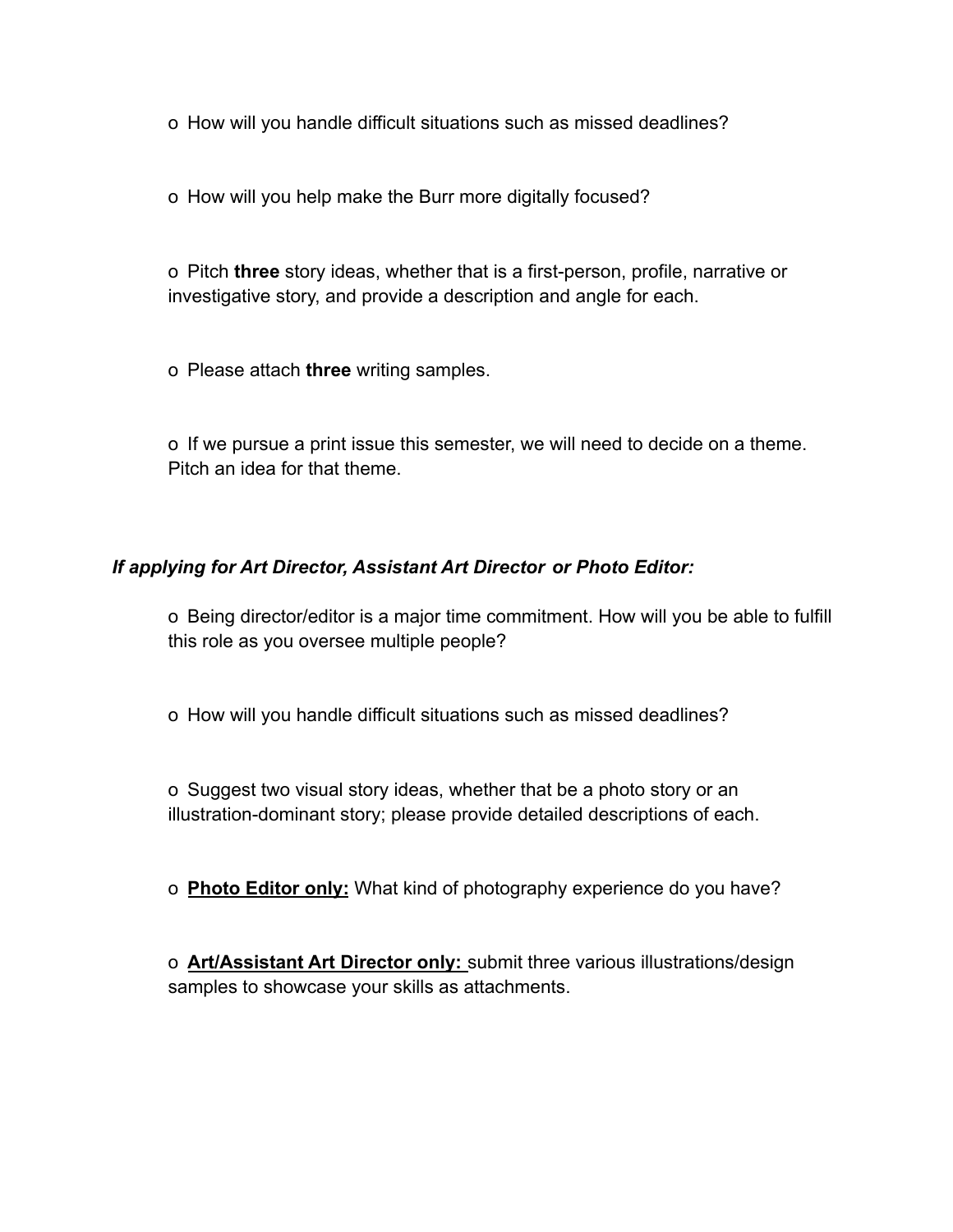- How will you handle difficult situations such as missed deadlines?

- How will you help make the Burr more digitally focused?

- Pitch **three** story ideas, whether that is a first-person, profile, narrative or investigative story, and provide a description and angle for each.

- Please attach **three** writing samples.

- If we pursue a print issue this semester, we will need to decide on a theme. Pitch an idea for that theme.

***If applying for Art Director, Assistant Art Director or Photo Editor:***

- Being director/editor is a major time commitment. How will you be able to fulfill this role as you oversee multiple people?

- How will you handle difficult situations such as missed deadlines?

- Suggest two visual story ideas, whether that be a photo story or an illustration-dominant story; please provide detailed descriptions of each.

- **<u>Photo Editor only:</u>** What kind of photography experience do you have?

- **<u>Art/Assistant Art Director only:</u>** submit three various illustrations/design samples to showcase your skills as attachments.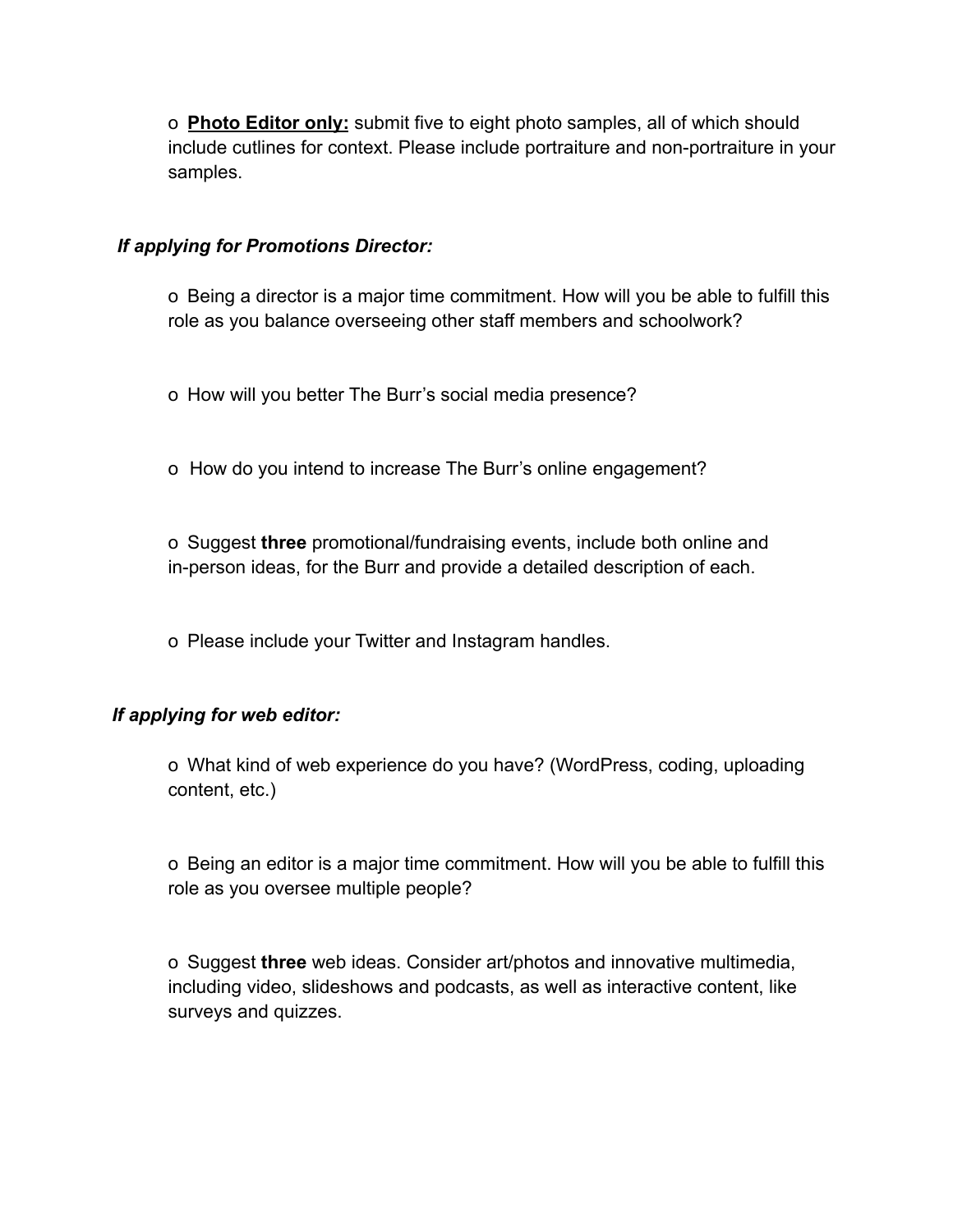- **Photo Editor only:** submit five to eight photo samples, all of which should include cutlines for context. Please include portraiture and non-portraiture in your samples.

***If applying for Promotions Director:***

- Being a director is a major time commitment. How will you be able to fulfill this role as you balance overseeing other staff members and schoolwork?

- How will you better The Burr's social media presence?

- How do you intend to increase The Burr's online engagement?

- Suggest **three** promotional/fundraising events, include both online and in-person ideas, for the Burr and provide a detailed description of each.

- Please include your Twitter and Instagram handles.

***If applying for web editor:***

- What kind of web experience do you have? (WordPress, coding, uploading content, etc.)

- Being an editor is a major time commitment. How will you be able to fulfill this role as you oversee multiple people?

- Suggest **three** web ideas. Consider art/photos and innovative multimedia, including video, slideshows and podcasts, as well as interactive content, like surveys and quizzes.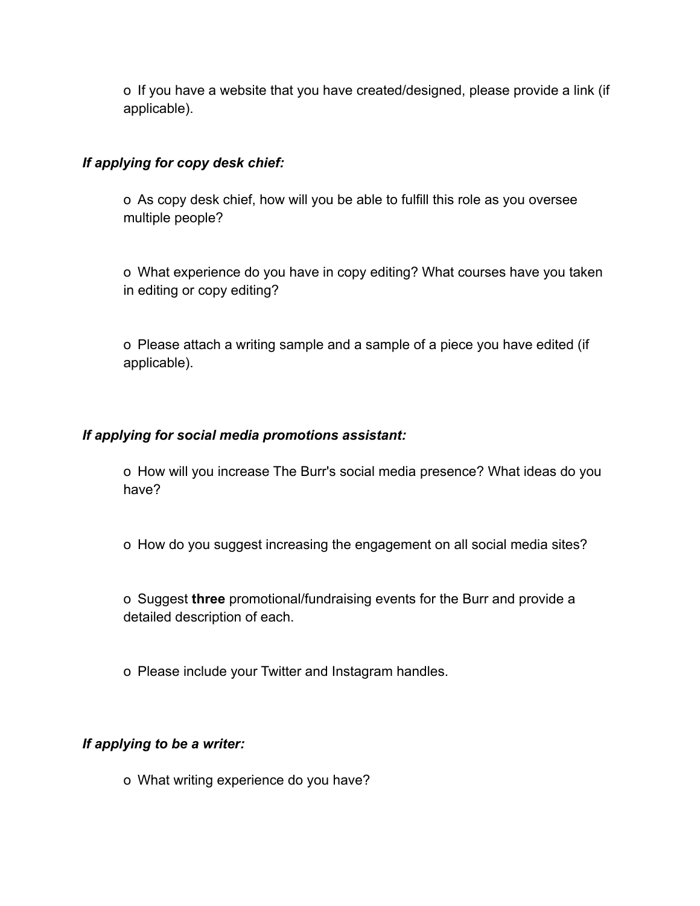- If you have a website that you have created/designed, please provide a link (if applicable).

***If applying for copy desk chief:***

- As copy desk chief, how will you be able to fulfill this role as you oversee multiple people?

- What experience do you have in copy editing? What courses have you taken in editing or copy editing?

- Please attach a writing sample and a sample of a piece you have edited (if applicable).

***If applying for social media promotions assistant:***

- How will you increase The Burr's social media presence? What ideas do you have?

- How do you suggest increasing the engagement on all social media sites?

- Suggest **three** promotional/fundraising events for the Burr and provide a detailed description of each.

- Please include your Twitter and Instagram handles.

***If applying to be a writer:***

- What writing experience do you have?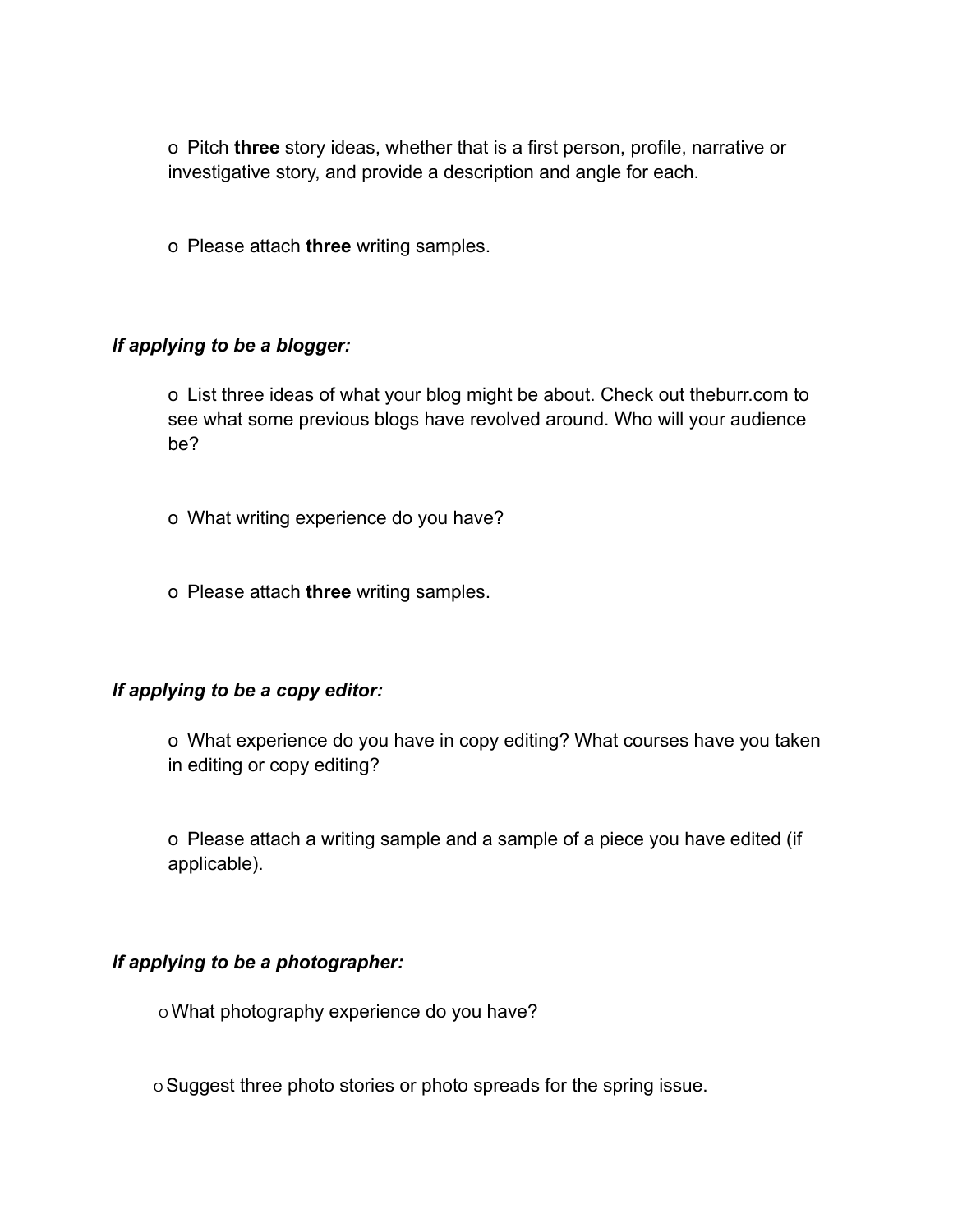- Pitch **three** story ideas, whether that is a first person, profile, narrative or investigative story, and provide a description and angle for each.

- Please attach **three** writing samples.

***If applying to be a blogger:***

- List three ideas of what your blog might be about. Check out theburr.com to see what some previous blogs have revolved around. Who will your audience be?

- What writing experience do you have?

- Please attach **three** writing samples.

***If applying to be a copy editor:***

- What experience do you have in copy editing? What courses have you taken in editing or copy editing?

- Please attach a writing sample and a sample of a piece you have edited (if applicable).

***If applying to be a photographer:***

- What photography experience do you have?

- Suggest three photo stories or photo spreads for the spring issue.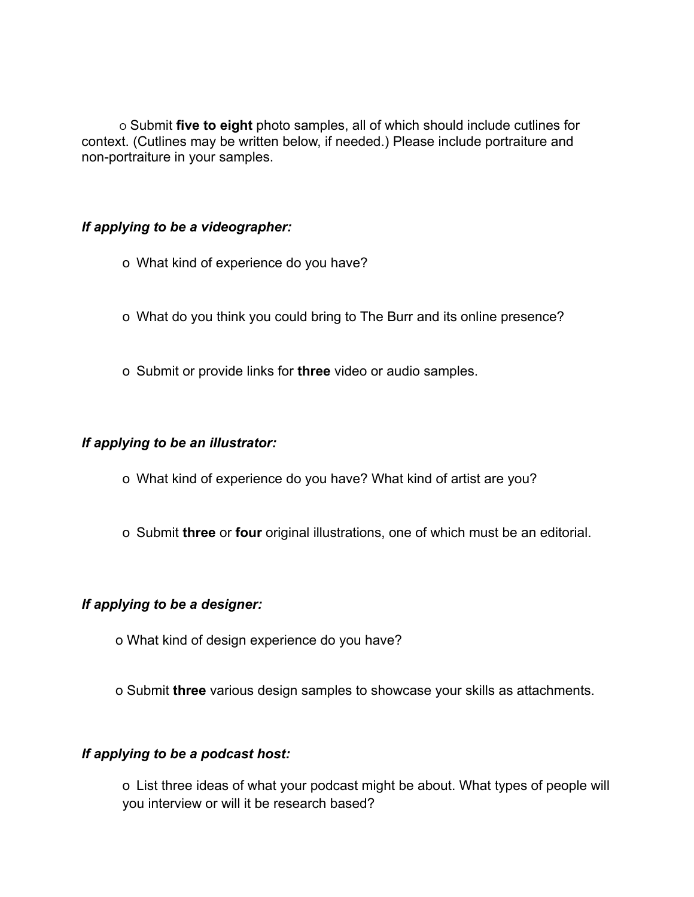o Submit **five to eight** photo samples, all of which should include cutlines for context. (Cutlines may be written below, if needed.) Please include portraiture and non-portraiture in your samples.

***If applying to be a videographer:***

o What kind of experience do you have?

o What do you think you could bring to The Burr and its online presence?

o Submit or provide links for **three** video or audio samples.

***If applying to be an illustrator:***

o What kind of experience do you have? What kind of artist are you?

o Submit **three** or **four** original illustrations, one of which must be an editorial.

***If applying to be a designer:***

o What kind of design experience do you have?

o Submit **three** various design samples to showcase your skills as attachments.

***If applying to be a podcast host:***

o List three ideas of what your podcast might be about. What types of people will you interview or will it be research based?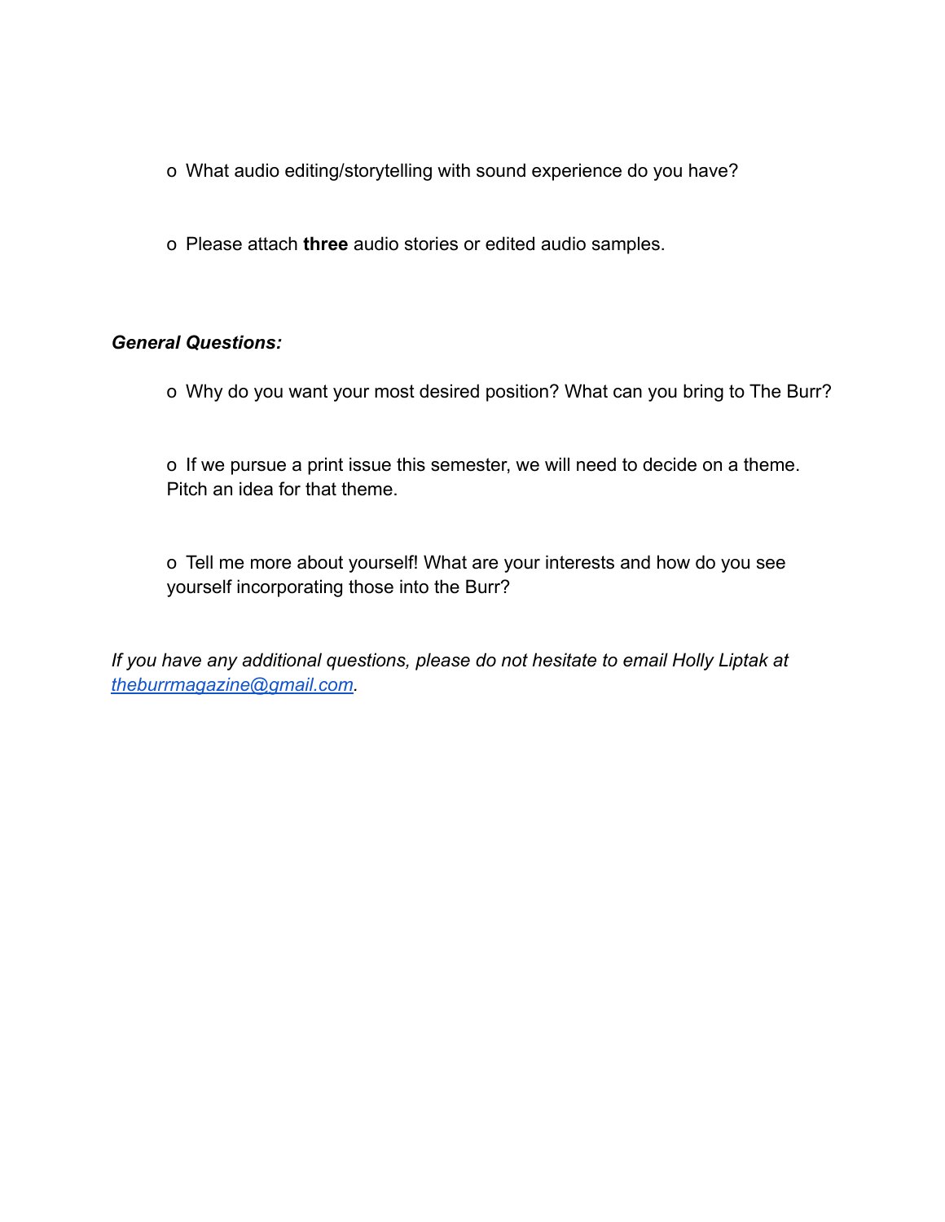- What audio editing/storytelling with sound experience do you have?

- Please attach **three** audio stories or edited audio samples.

***General Questions:***

- Why do you want your most desired position? What can you bring to The Burr?

- If we pursue a print issue this semester, we will need to decide on a theme. Pitch an idea for that theme.

- Tell me more about yourself! What are your interests and how do you see yourself incorporating those into the Burr?

*If you have any additional questions, please do not hesitate to email Holly Liptak at [theburrmagazine@gmail.com](mailto:theburrmagazine@gmail.com).*